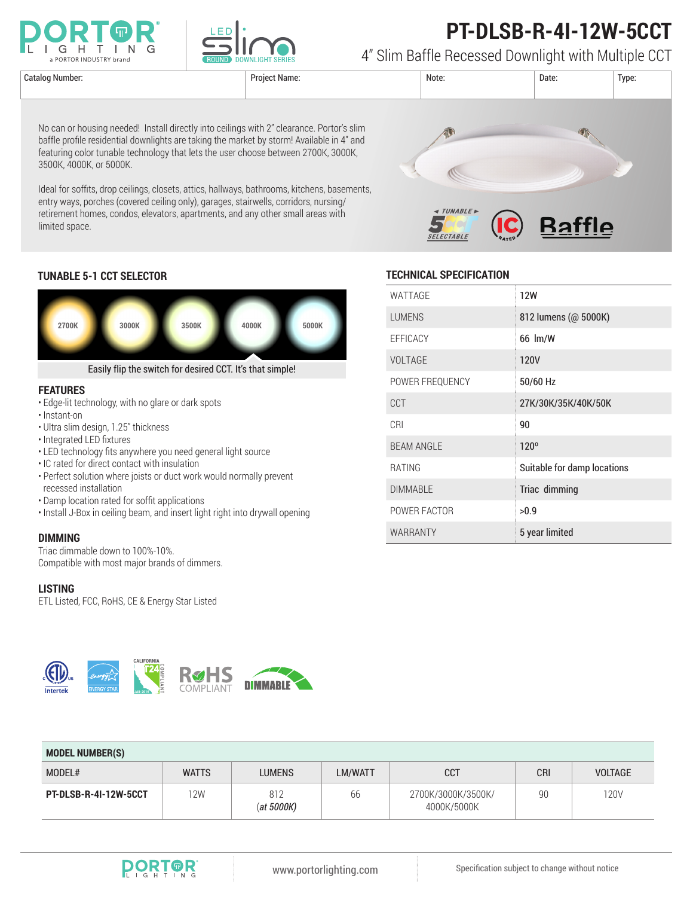PORTOR LIGHTING — a PORTOR INDUSTRY brand

LED slim — ROUND DOWNLIGHT SERIES

# PT-DLSB-R-4I-12W-5CCT

## 4" Slim Baffle Recessed Downlight with Multiple CCT

| Catalog Number: | Project Name: | Note: | Date: | Type: |
|---|---|---|---|---|
| | | | | |

No can or housing needed! Install directly into ceilings with 2" clearance. Portor's slim baffle profile residential downlights are taking the market by storm! Available in 4" and featuring color tunable technology that lets the user choose between 2700K, 3000K, 3500K, 4000K, or 5000K.

Ideal for soffits, drop ceilings, closets, attics, hallways, bathrooms, kitchens, basements, entry ways, porches (covered ceiling only), garages, stairwells, corridors, nursing/ retirement homes, condos, elevators, apartments, and any other small areas with limited space.

TUNABLE 5CCT SELECTABLE — IC RATED — Baffle

### TUNABLE 5-1 CCT SELECTOR

2700K | 3000K | 3500K | 4000K | 5000K

Easily flip the switch for desired CCT. It's that simple!

### FEATURES

- Edge-lit technology, with no glare or dark spots
- Instant-on
- Ultra slim design, 1.25" thickness
- Integrated LED fixtures
- LED technology fits anywhere you need general light source
- IC rated for direct contact with insulation
- Perfect solution where joists or duct work would normally prevent recessed installation
- Damp location rated for soffit applications
- Install J-Box in ceiling beam, and insert light right into drywall opening

### DIMMING

Triac dimmable down to 100%-10%.
Compatible with most major brands of dimmers.

### LISTING

ETL Listed, FCC, RoHS, CE & Energy Star Listed

### TECHNICAL SPECIFICATION

| | |
|---|---|
| WATTAGE | 12W |
| LUMENS | 812 lumens (@ 5000K) |
| EFFICACY | 66 lm/W |
| VOLTAGE | 120V |
| POWER FREQUENCY | 50/60 Hz |
| CCT | 27K/30K/35K/40K/50K |
| CRI | 90 |
| BEAM ANGLE | 120º |
| RATING | Suitable for damp locations |
| DIMMABLE | Triac dimming |
| POWER FACTOR | >0.9 |
| WARRANTY | 5 year limited |

Intertek ETL — ENERGY STAR — CALIFORNIA T24 COMPLIANT JA8-2016 — RoHS COMPLIANT — DIMMABLE

### MODEL NUMBER(S)

| MODEL# | WATTS | LUMENS | LM/WATT | CCT | CRI | VOLTAGE |
|---|---|---|---|---|---|---|
| **PT-DLSB-R-4I-12W-5CCT** | 12W | 812 (*at 5000K*) | 66 | 2700K/3000K/3500K/ 4000K/5000K | 90 | 120V |

PORTOR LIGHTING | www.portorlighting.com | Specification subject to change without notice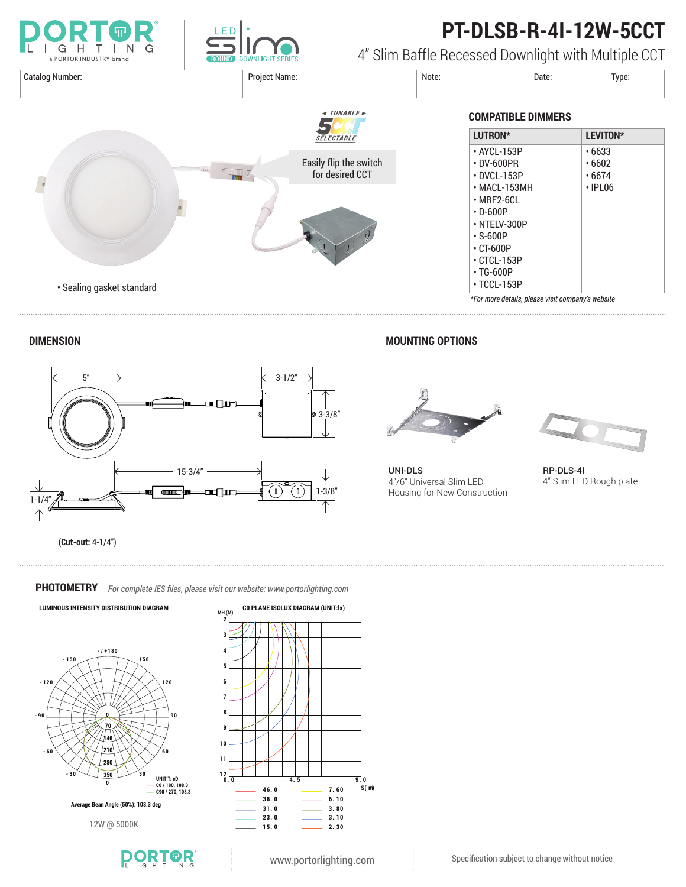# PT-DLSB-R-4I-12W-5CCT

4" Slim Baffle Recessed Downlight with Multiple CCT

| Catalog Number: | Project Name: | Note: | Date: | Type: |
|---|---|---|---|---|
| | | | | |

TUNABLE 5CCT SELECTABLE

Easily flip the switch for desired CCT

- Sealing gasket standard

## COMPATIBLE DIMMERS

| LUTRON* | LEVITON* |
|---|---|
| • AYCL-153P<br>• DV-600PR<br>• DVCL-153P<br>• MACL-153MH<br>• MRF2-6CL<br>• D-600P<br>• NTELV-300P<br>• S-600P<br>• CT-600P<br>• CTCL-153P<br>• TG-600P<br>• TCCL-153P | • 6633<br>• 6602<br>• 6674<br>• IPL06 |

*For more details, please visit company's website*

## DIMENSION

5"

3-1/2"

3-3/8"

15-3/4"

1-1/4"

1-3/8"

(**Cut-out:** 4-1/4")

## MOUNTING OPTIONS

**UNI-DLS**
4"/6" Universal Slim LED Housing for New Construction

**RP-DLS-4I**
4" Slim LED Rough plate

## PHOTOMETRY

*For complete IES files, please visit our website: www.portorlighting.com*

**LUMINOUS INTENSITY DISTRIBUTION DIAGRAM**

-/+180, -150, 150, -120, 120, -90, 90, -60, 60, -30, 30, 0

0, 70, 140, 210, 280, 350

UNIT T: cD
C0 / 180, 108.3
C90 / 270, 108.3

Average Bean Angle (50%): 108.3 deg

12W @ 5000K

**C0 PLANE ISOLUX DIAGRAM (UNIT:lx)**

MH (M)
2, 3, 4, 5, 6, 7, 8, 9, 10, 11, 12

0.0, 4.5, 9.0 S(m)

46.0, 38.0, 31.0, 23.0, 15.0
7.60, 6.10, 3.80, 3.10, 2.30